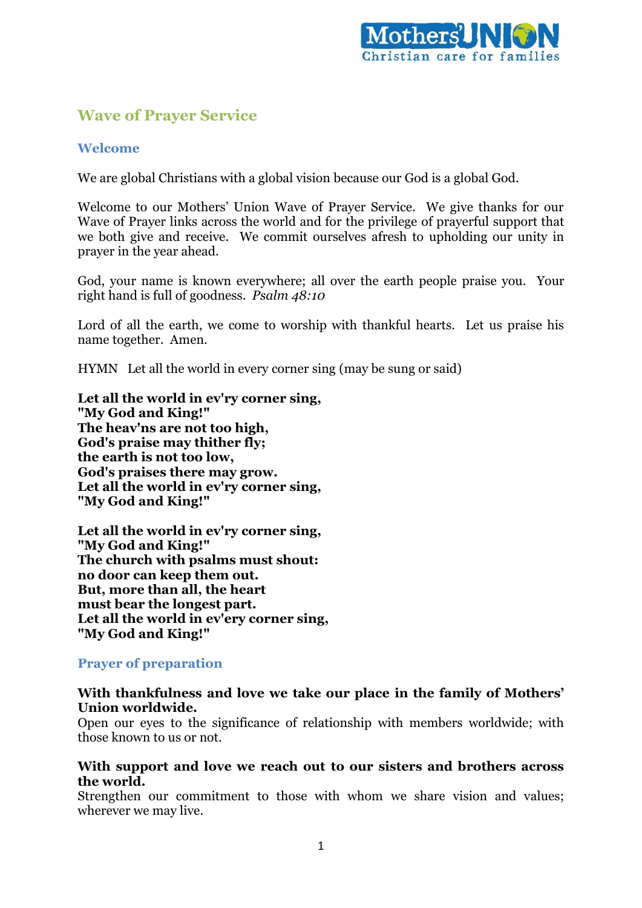# Wave of Prayer Service

## Welcome

We are global Christians with a global vision because our God is a global God.

Welcome to our Mothers' Union Wave of Prayer Service. We give thanks for our Wave of Prayer links across the world and for the privilege of prayerful support that we both give and receive. We commit ourselves afresh to upholding our unity in prayer in the year ahead.

God, your name is known everywhere; all over the earth people praise you. Your right hand is full of goodness. *Psalm 48:10*

Lord of all the earth, we come to worship with thankful hearts. Let us praise his name together. Amen.

HYMN Let all the world in every corner sing (may be sung or said)

**Let all the world in ev'ry corner sing,**
**"My God and King!"**
**The heav'ns are not too high,**
**God's praise may thither fly;**
**the earth is not too low,**
**God's praises there may grow.**
**Let all the world in ev'ry corner sing,**
**"My God and King!"**

**Let all the world in ev'ry corner sing,**
**"My God and King!"**
**The church with psalms must shout:**
**no door can keep them out.**
**But, more than all, the heart**
**must bear the longest part.**
**Let all the world in ev'ery corner sing,**
**"My God and King!"**

## Prayer of preparation

**With thankfulness and love we take our place in the family of Mothers' Union worldwide.**
Open our eyes to the significance of relationship with members worldwide; with those known to us or not.

**With support and love we reach out to our sisters and brothers across the world.**
Strengthen our commitment to those with whom we share vision and values; wherever we may live.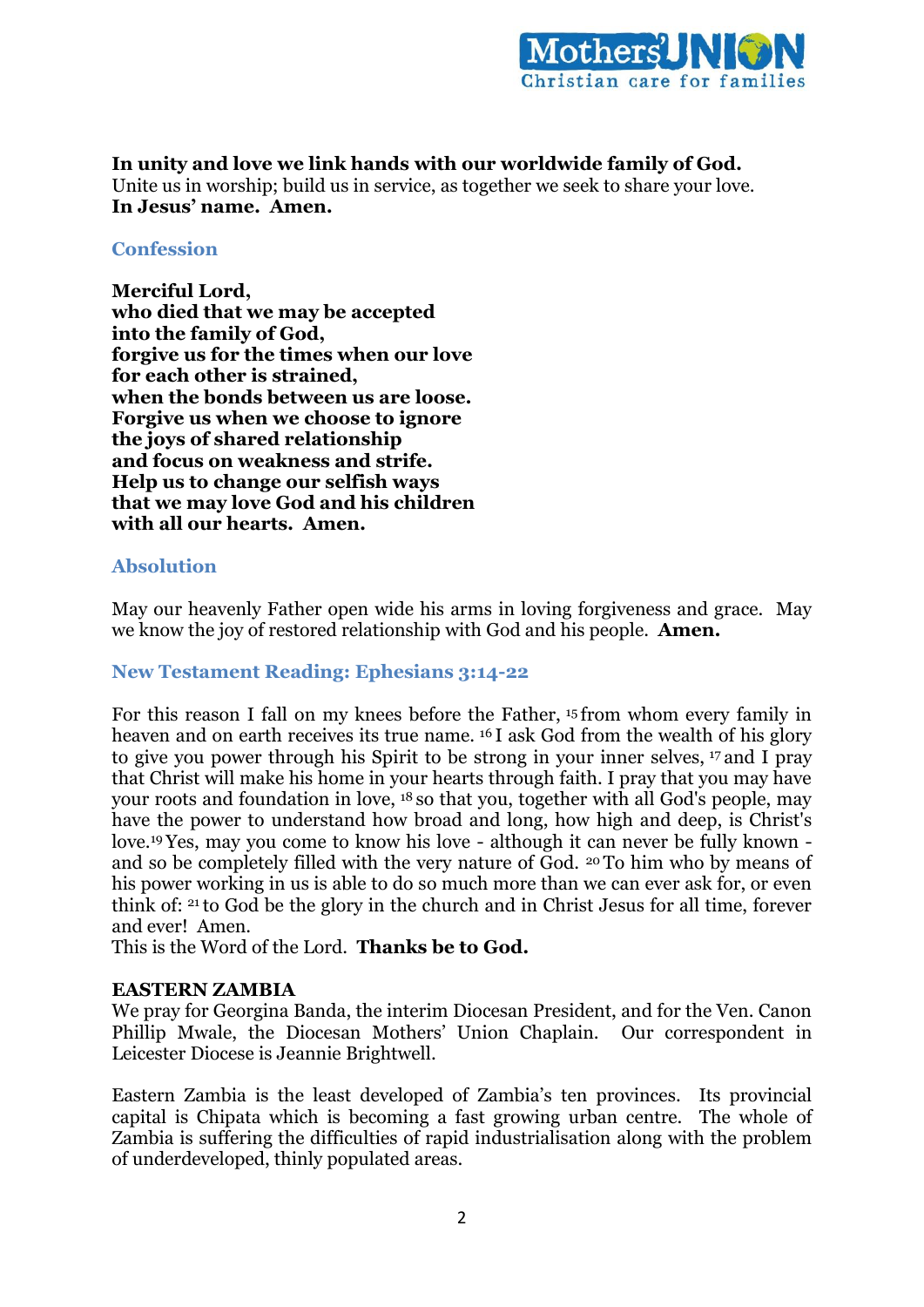**In unity and love we link hands with our worldwide family of God.**
Unite us in worship; build us in service, as together we seek to share your love.
**In Jesus' name. Amen.**

## Confession

**Merciful Lord,**
**who died that we may be accepted**
**into the family of God,**
**forgive us for the times when our love**
**for each other is strained,**
**when the bonds between us are loose.**
**Forgive us when we choose to ignore**
**the joys of shared relationship**
**and focus on weakness and strife.**
**Help us to change our selfish ways**
**that we may love God and his children**
**with all our hearts. Amen.**

## Absolution

May our heavenly Father open wide his arms in loving forgiveness and grace. May we know the joy of restored relationship with God and his people. **Amen.**

## New Testament Reading: Ephesians 3:14-22

For this reason I fall on my knees before the Father, [15] from whom every family in heaven and on earth receives its true name. [16] I ask God from the wealth of his glory to give you power through his Spirit to be strong in your inner selves, [17] and I pray that Christ will make his home in your hearts through faith. I pray that you may have your roots and foundation in love, [18] so that you, together with all God's people, may have the power to understand how broad and long, how high and deep, is Christ's love.[19] Yes, may you come to know his love - although it can never be fully known - and so be completely filled with the very nature of God. [20] To him who by means of his power working in us is able to do so much more than we can ever ask for, or even think of: [21] to God be the glory in the church and in Christ Jesus for all time, forever and ever! Amen.
This is the Word of the Lord. **Thanks be to God.**

**EASTERN ZAMBIA**
We pray for Georgina Banda, the interim Diocesan President, and for the Ven. Canon Phillip Mwale, the Diocesan Mothers' Union Chaplain. Our correspondent in Leicester Diocese is Jeannie Brightwell.

Eastern Zambia is the least developed of Zambia's ten provinces. Its provincial capital is Chipata which is becoming a fast growing urban centre. The whole of Zambia is suffering the difficulties of rapid industrialisation along with the problem of underdeveloped, thinly populated areas.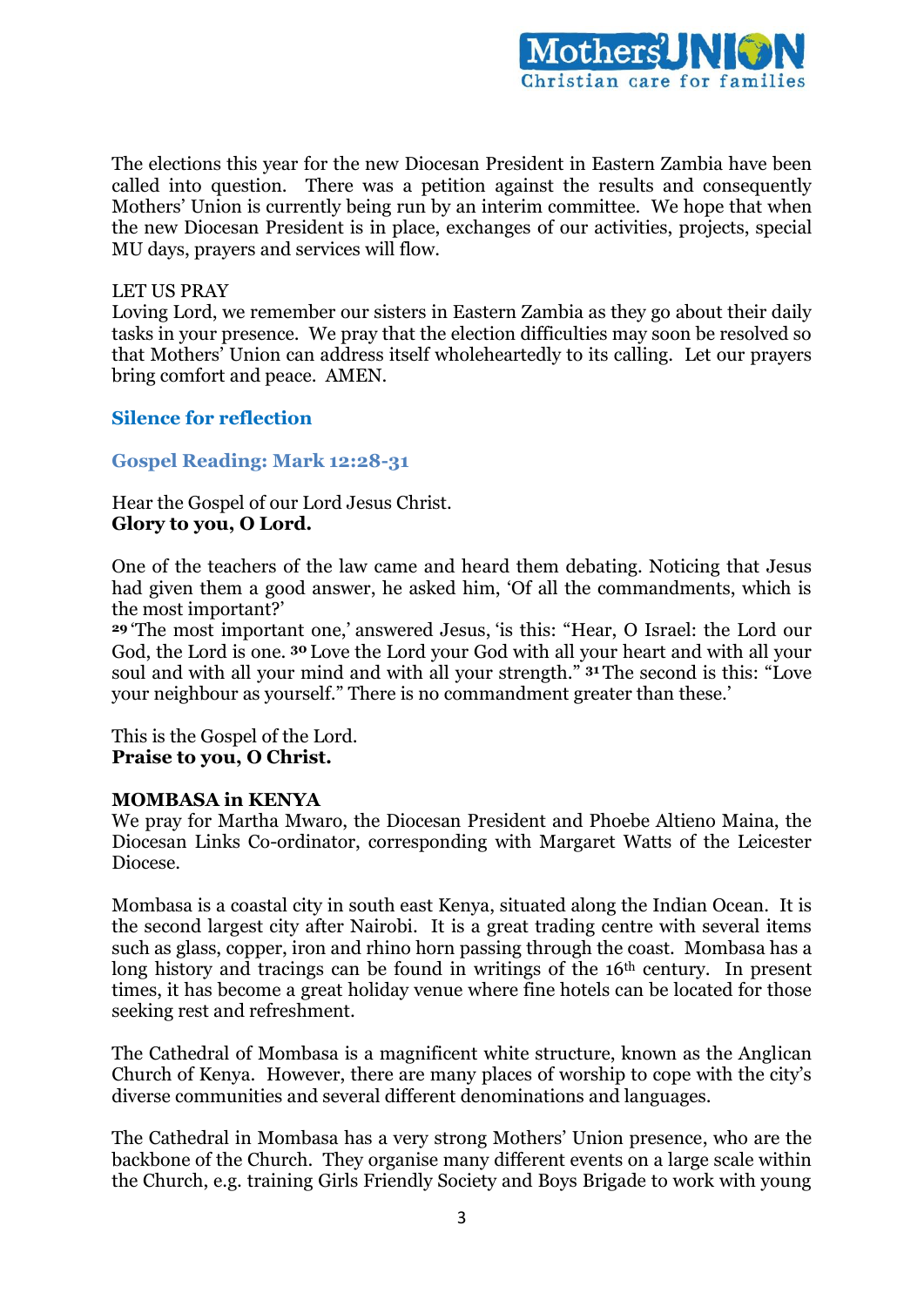The elections this year for the new Diocesan President in Eastern Zambia have been called into question. There was a petition against the results and consequently Mothers' Union is currently being run by an interim committee. We hope that when the new Diocesan President is in place, exchanges of our activities, projects, special MU days, prayers and services will flow.

LET US PRAY
Loving Lord, we remember our sisters in Eastern Zambia as they go about their daily tasks in your presence. We pray that the election difficulties may soon be resolved so that Mothers' Union can address itself wholeheartedly to its calling. Let our prayers bring comfort and peace. AMEN.

### Silence for reflection

### Gospel Reading: Mark 12:28-31

Hear the Gospel of our Lord Jesus Christ.
**Glory to you, O Lord.**

One of the teachers of the law came and heard them debating. Noticing that Jesus had given them a good answer, he asked him, 'Of all the commandments, which is the most important?'
**29** 'The most important one,' answered Jesus, 'is this: "Hear, O Israel: the Lord our God, the Lord is one. **30** Love the Lord your God with all your heart and with all your soul and with all your mind and with all your strength." **31** The second is this: "Love your neighbour as yourself." There is no commandment greater than these.'

This is the Gospel of the Lord.
**Praise to you, O Christ.**

**MOMBASA in KENYA**
We pray for Martha Mwaro, the Diocesan President and Phoebe Altieno Maina, the Diocesan Links Co-ordinator, corresponding with Margaret Watts of the Leicester Diocese.

Mombasa is a coastal city in south east Kenya, situated along the Indian Ocean. It is the second largest city after Nairobi. It is a great trading centre with several items such as glass, copper, iron and rhino horn passing through the coast. Mombasa has a long history and tracings can be found in writings of the 16th century. In present times, it has become a great holiday venue where fine hotels can be located for those seeking rest and refreshment.

The Cathedral of Mombasa is a magnificent white structure, known as the Anglican Church of Kenya. However, there are many places of worship to cope with the city's diverse communities and several different denominations and languages.

The Cathedral in Mombasa has a very strong Mothers' Union presence, who are the backbone of the Church. They organise many different events on a large scale within the Church, e.g. training Girls Friendly Society and Boys Brigade to work with young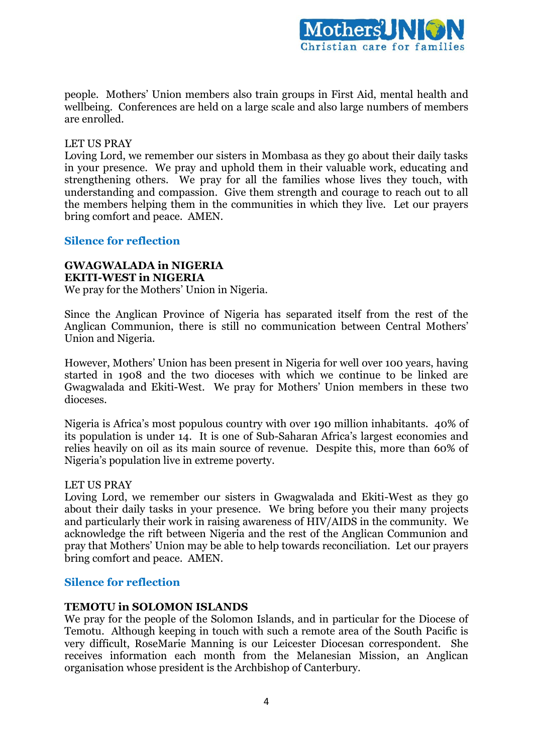people. Mothers' Union members also train groups in First Aid, mental health and wellbeing. Conferences are held on a large scale and also large numbers of members are enrolled.

LET US PRAY
Loving Lord, we remember our sisters in Mombasa as they go about their daily tasks in your presence. We pray and uphold them in their valuable work, educating and strengthening others. We pray for all the families whose lives they touch, with understanding and compassion. Give them strength and courage to reach out to all the members helping them in the communities in which they live. Let our prayers bring comfort and peace. AMEN.

**Silence for reflection**

**GWAGWALADA in NIGERIA**
**EKITI-WEST in NIGERIA**
We pray for the Mothers' Union in Nigeria.

Since the Anglican Province of Nigeria has separated itself from the rest of the Anglican Communion, there is still no communication between Central Mothers' Union and Nigeria.

However, Mothers' Union has been present in Nigeria for well over 100 years, having started in 1908 and the two dioceses with which we continue to be linked are Gwagwalada and Ekiti-West. We pray for Mothers' Union members in these two dioceses.

Nigeria is Africa's most populous country with over 190 million inhabitants. 40% of its population is under 14. It is one of Sub-Saharan Africa's largest economies and relies heavily on oil as its main source of revenue. Despite this, more than 60% of Nigeria's population live in extreme poverty.

LET US PRAY
Loving Lord, we remember our sisters in Gwagwalada and Ekiti-West as they go about their daily tasks in your presence. We bring before you their many projects and particularly their work in raising awareness of HIV/AIDS in the community. We acknowledge the rift between Nigeria and the rest of the Anglican Communion and pray that Mothers' Union may be able to help towards reconciliation. Let our prayers bring comfort and peace. AMEN.

**Silence for reflection**

**TEMOTU in SOLOMON ISLANDS**
We pray for the people of the Solomon Islands, and in particular for the Diocese of Temotu. Although keeping in touch with such a remote area of the South Pacific is very difficult, RoseMarie Manning is our Leicester Diocesan correspondent. She receives information each month from the Melanesian Mission, an Anglican organisation whose president is the Archbishop of Canterbury.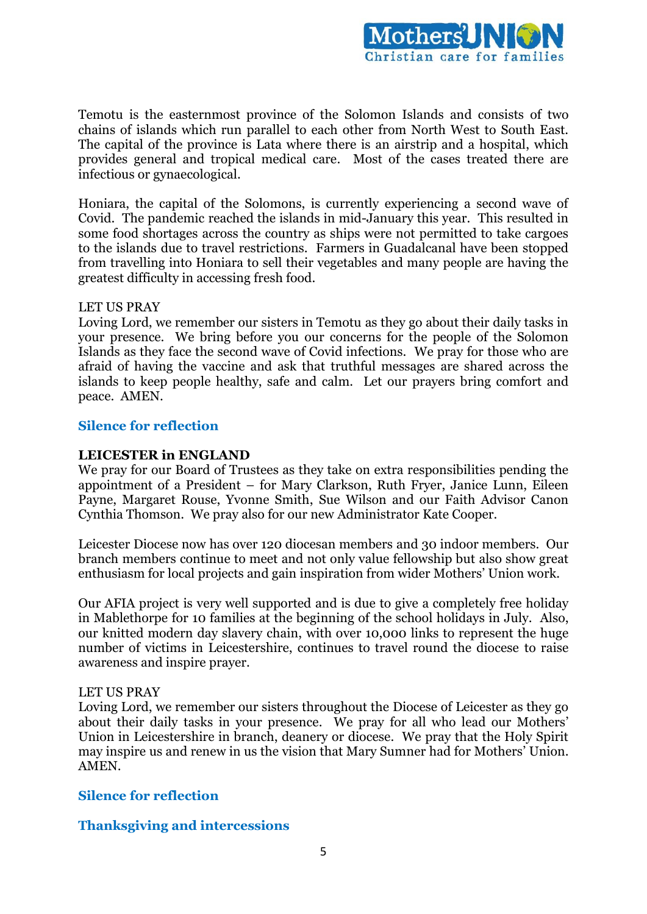Temotu is the easternmost province of the Solomon Islands and consists of two chains of islands which run parallel to each other from North West to South East. The capital of the province is Lata where there is an airstrip and a hospital, which provides general and tropical medical care. Most of the cases treated there are infectious or gynaecological.

Honiara, the capital of the Solomons, is currently experiencing a second wave of Covid. The pandemic reached the islands in mid-January this year. This resulted in some food shortages across the country as ships were not permitted to take cargoes to the islands due to travel restrictions. Farmers in Guadalcanal have been stopped from travelling into Honiara to sell their vegetables and many people are having the greatest difficulty in accessing fresh food.

LET US PRAY
Loving Lord, we remember our sisters in Temotu as they go about their daily tasks in your presence. We bring before you our concerns for the people of the Solomon Islands as they face the second wave of Covid infections. We pray for those who are afraid of having the vaccine and ask that truthful messages are shared across the islands to keep people healthy, safe and calm. Let our prayers bring comfort and peace. AMEN.

**Silence for reflection**

**LEICESTER in ENGLAND**
We pray for our Board of Trustees as they take on extra responsibilities pending the appointment of a President – for Mary Clarkson, Ruth Fryer, Janice Lunn, Eileen Payne, Margaret Rouse, Yvonne Smith, Sue Wilson and our Faith Advisor Canon Cynthia Thomson. We pray also for our new Administrator Kate Cooper.

Leicester Diocese now has over 120 diocesan members and 30 indoor members. Our branch members continue to meet and not only value fellowship but also show great enthusiasm for local projects and gain inspiration from wider Mothers' Union work.

Our AFIA project is very well supported and is due to give a completely free holiday in Mablethorpe for 10 families at the beginning of the school holidays in July. Also, our knitted modern day slavery chain, with over 10,000 links to represent the huge number of victims in Leicestershire, continues to travel round the diocese to raise awareness and inspire prayer.

LET US PRAY
Loving Lord, we remember our sisters throughout the Diocese of Leicester as they go about their daily tasks in your presence. We pray for all who lead our Mothers' Union in Leicestershire in branch, deanery or diocese. We pray that the Holy Spirit may inspire us and renew in us the vision that Mary Sumner had for Mothers' Union. AMEN.

**Silence for reflection**

**Thanksgiving and intercessions**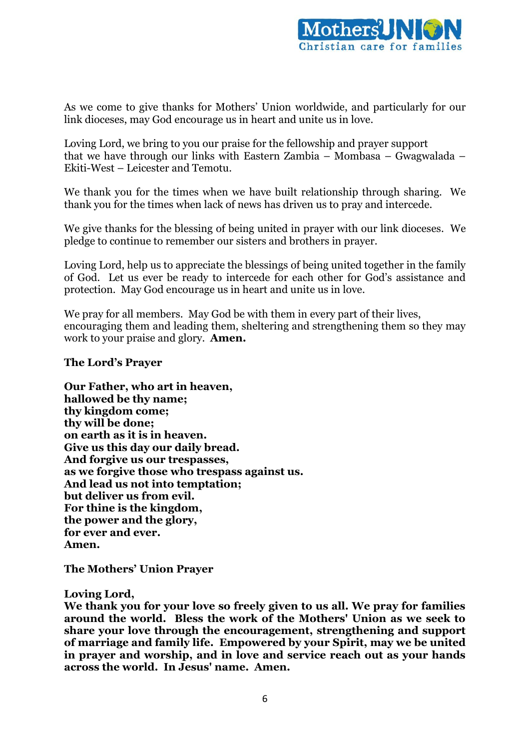As we come to give thanks for Mothers' Union worldwide, and particularly for our link dioceses, may God encourage us in heart and unite us in love.

Loving Lord, we bring to you our praise for the fellowship and prayer support that we have through our links with Eastern Zambia – Mombasa – Gwagwalada – Ekiti-West – Leicester and Temotu.

We thank you for the times when we have built relationship through sharing. We thank you for the times when lack of news has driven us to pray and intercede.

We give thanks for the blessing of being united in prayer with our link dioceses. We pledge to continue to remember our sisters and brothers in prayer.

Loving Lord, help us to appreciate the blessings of being united together in the family of God. Let us ever be ready to intercede for each other for God's assistance and protection. May God encourage us in heart and unite us in love.

We pray for all members. May God be with them in every part of their lives, encouraging them and leading them, sheltering and strengthening them so they may work to your praise and glory. **Amen.**

**The Lord's Prayer**

**Our Father, who art in heaven,**
**hallowed be thy name;**
**thy kingdom come;**
**thy will be done;**
**on earth as it is in heaven.**
**Give us this day our daily bread.**
**And forgive us our trespasses,**
**as we forgive those who trespass against us.**
**And lead us not into temptation;**
**but deliver us from evil.**
**For thine is the kingdom,**
**the power and the glory,**
**for ever and ever.**
**Amen.**

**The Mothers' Union Prayer**

**Loving Lord,**
**We thank you for your love so freely given to us all. We pray for families around the world. Bless the work of the Mothers' Union as we seek to share your love through the encouragement, strengthening and support of marriage and family life. Empowered by your Spirit, may we be united in prayer and worship, and in love and service reach out as your hands across the world. In Jesus' name. Amen.**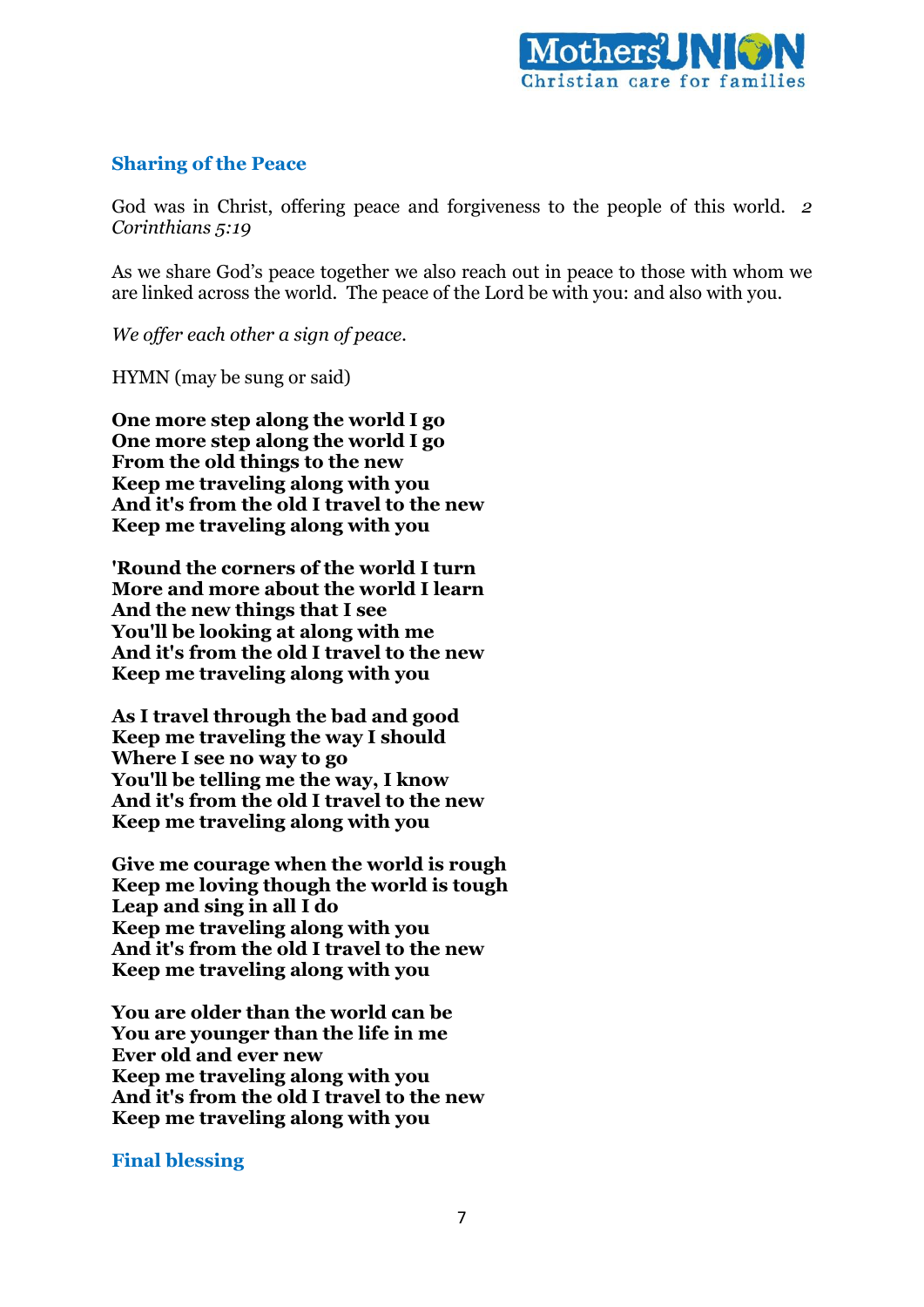## Sharing of the Peace

God was in Christ, offering peace and forgiveness to the people of this world. *2 Corinthians 5:19*

As we share God's peace together we also reach out in peace to those with whom we are linked across the world. The peace of the Lord be with you: and also with you.

*We offer each other a sign of peace.*

HYMN (may be sung or said)

**One more step along the world I go**  
**One more step along the world I go**  
**From the old things to the new**  
**Keep me traveling along with you**  
**And it's from the old I travel to the new**  
**Keep me traveling along with you**

**'Round the corners of the world I turn**  
**More and more about the world I learn**  
**And the new things that I see**  
**You'll be looking at along with me**  
**And it's from the old I travel to the new**  
**Keep me traveling along with you**

**As I travel through the bad and good**  
**Keep me traveling the way I should**  
**Where I see no way to go**  
**You'll be telling me the way, I know**  
**And it's from the old I travel to the new**  
**Keep me traveling along with you**

**Give me courage when the world is rough**  
**Keep me loving though the world is tough**  
**Leap and sing in all I do**  
**Keep me traveling along with you**  
**And it's from the old I travel to the new**  
**Keep me traveling along with you**

**You are older than the world can be**  
**You are younger than the life in me**  
**Ever old and ever new**  
**Keep me traveling along with you**  
**And it's from the old I travel to the new**  
**Keep me traveling along with you**

## Final blessing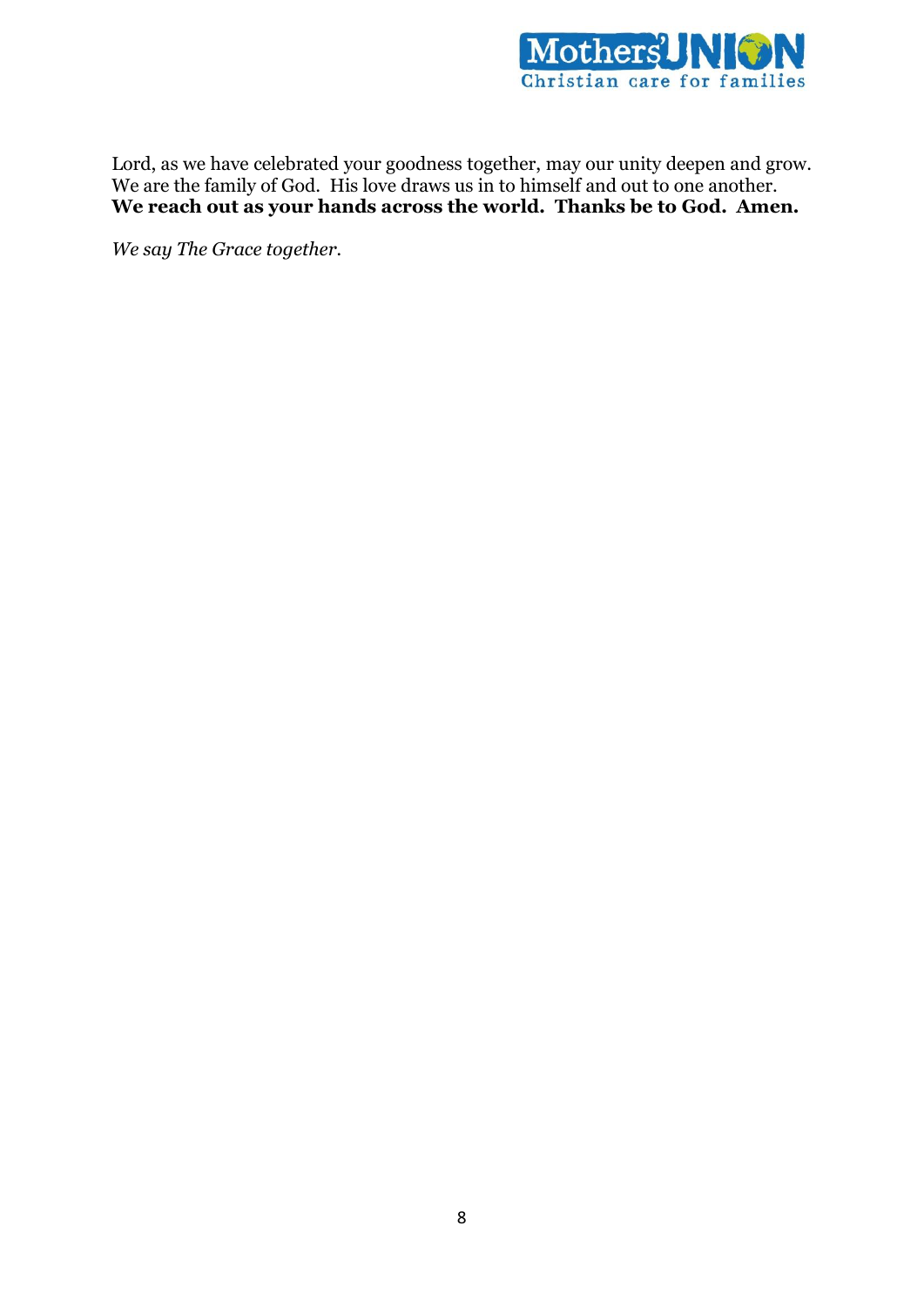Lord, as we have celebrated your goodness together, may our unity deepen and grow. We are the family of God. His love draws us in to himself and out to one another.
**We reach out as your hands across the world. Thanks be to God. Amen.**

*We say The Grace together.*